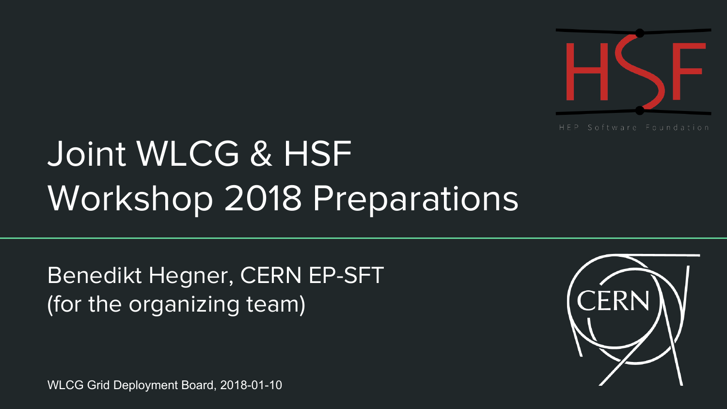# Joint WLCG & HSF Workshop 2018 Preparations

HEP Software Foundation

Benedikt Hegner, CERN EP-SFT
(for the organizing team)

WLCG Grid Deployment Board, 2018-01-10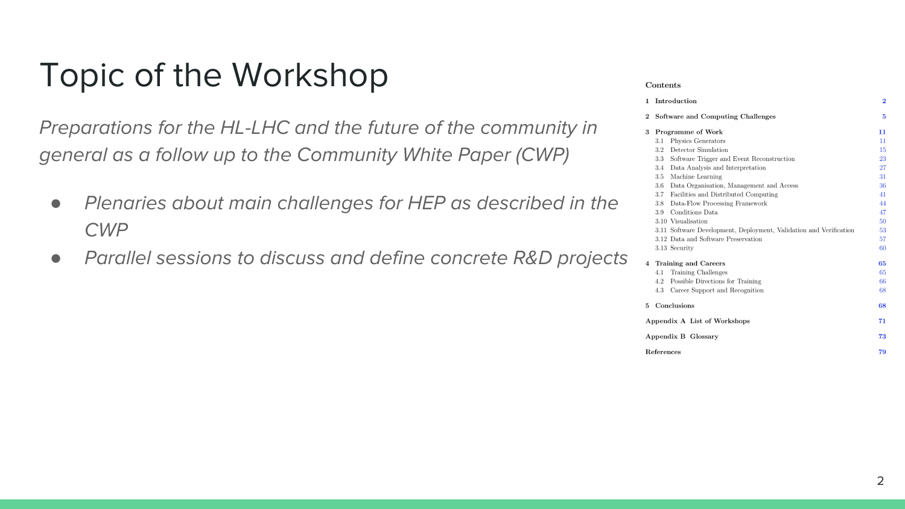# Topic of the Workshop

*Preparations for the HL-LHC and the future of the community in general as a follow up to the Community White Paper (CWP)*

- *Plenaries about main challenges for HEP as described in the CWP*
- *Parallel sessions to discuss and define concrete R&D projects*

**Contents**

| | | |
|---|---|---|
| **1** | **Introduction** | **2** |
| **2** | **Software and Computing Challenges** | **5** |
| **3** | **Programme of Work** | **11** |
| 3.1 | Physics Generators | 11 |
| 3.2 | Detector Simulation | 15 |
| 3.3 | Software Trigger and Event Reconstruction | 23 |
| 3.4 | Data Analysis and Interpretation | 27 |
| 3.5 | Machine Learning | 31 |
| 3.6 | Data Organisation, Management and Access | 36 |
| 3.7 | Facilities and Distributed Computing | 41 |
| 3.8 | Data-Flow Processing Framework | 44 |
| 3.9 | Conditions Data | 47 |
| 3.10 | Visualisation | 50 |
| 3.11 | Software Development, Deployment, Validation and Verification | 53 |
| 3.12 | Data and Software Preservation | 57 |
| 3.13 | Security | 60 |
| **4** | **Training and Careers** | **65** |
| 4.1 | Training Challenges | 65 |
| 4.2 | Possible Directions for Training | 66 |
| 4.3 | Career Support and Recognition | 68 |
| **5** | **Conclusions** | **68** |
| **Appendix A** | **List of Workshops** | **71** |
| **Appendix B** | **Glossary** | **73** |
| **References** | | **79** |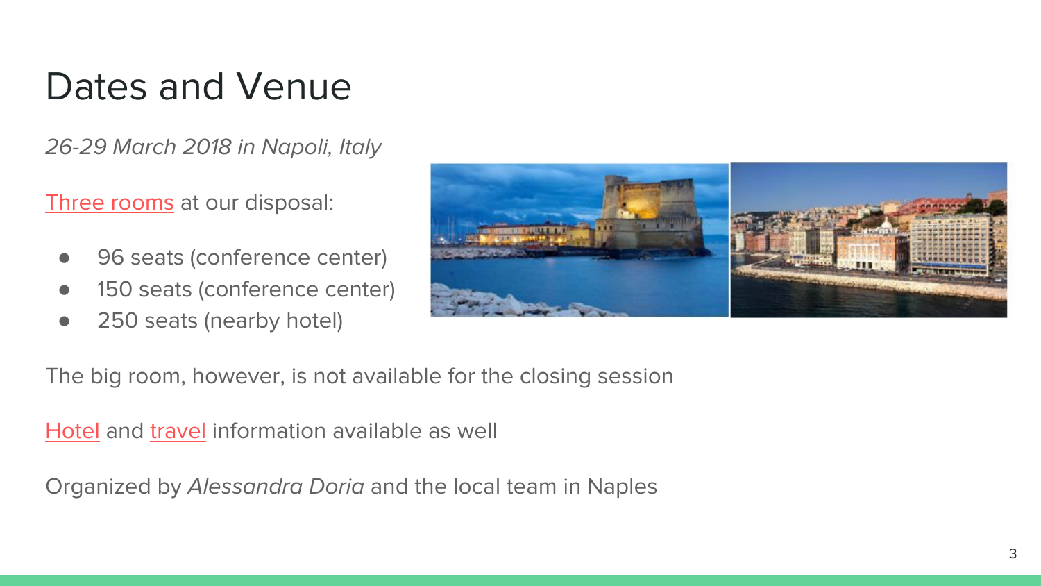# Dates and Venue

*26-29 March 2018 in Napoli, Italy*

Three rooms at our disposal:

- 96 seats (conference center)
- 150 seats (conference center)
- 250 seats (nearby hotel)

The big room, however, is not available for the closing session

Hotel and travel information available as well

Organized by *Alessandra Doria* and the local team in Naples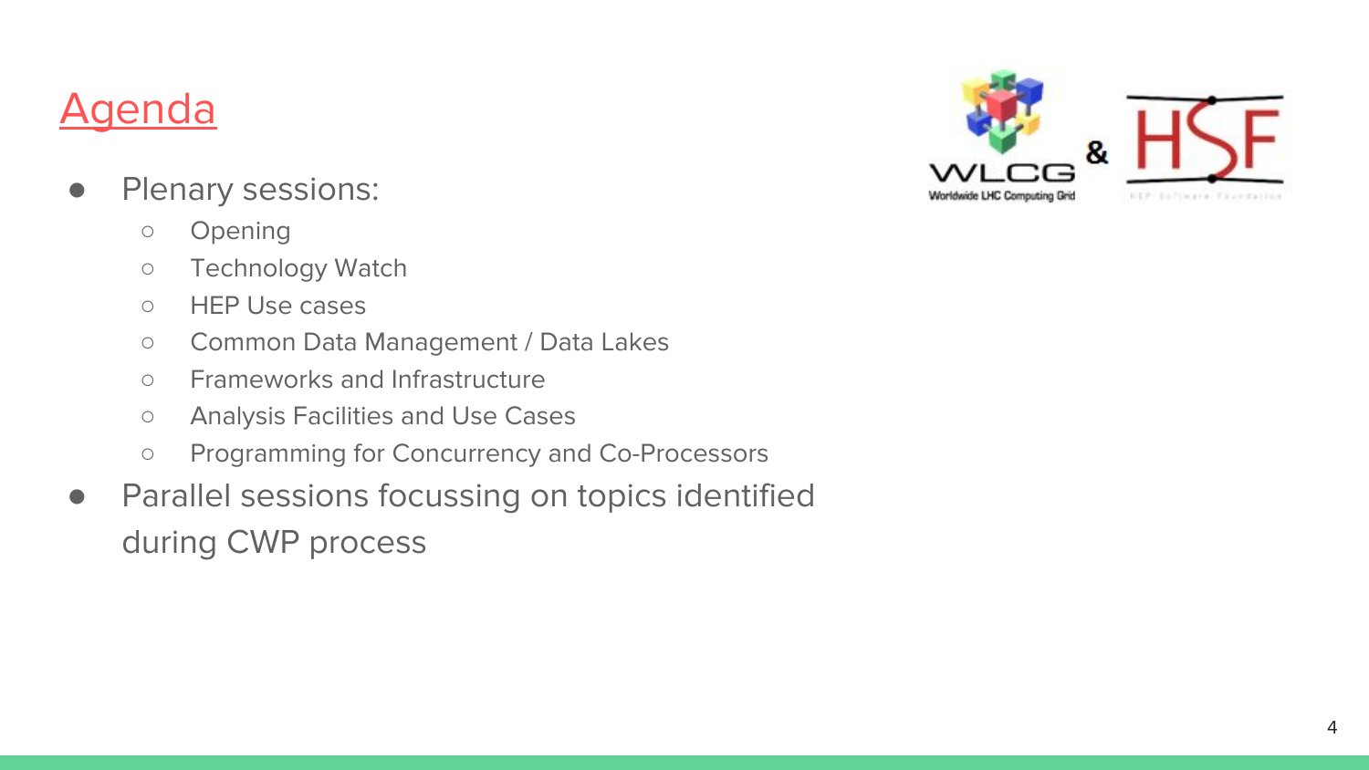# Agenda

- Plenary sessions:
  - Opening
  - Technology Watch
  - HEP Use cases
  - Common Data Management / Data Lakes
  - Frameworks and Infrastructure
  - Analysis Facilities and Use Cases
  - Programming for Concurrency and Co-Processors
- Parallel sessions focussing on topics identified during CWP process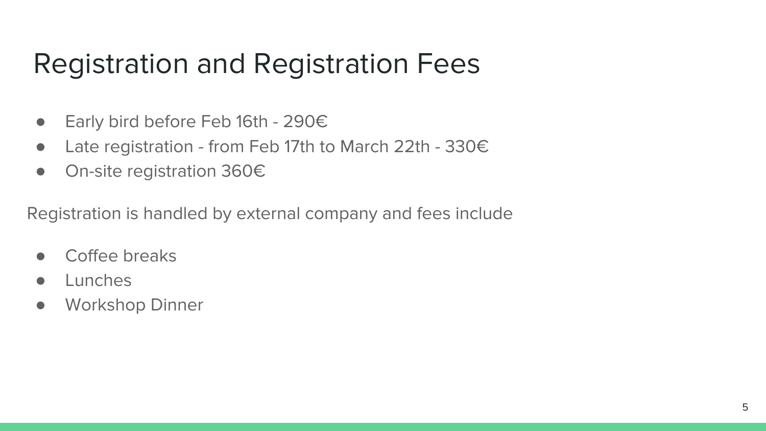# Registration and Registration Fees

- Early bird before Feb 16th - 290€
- Late registration - from Feb 17th to March 22th - 330€
- On-site registration 360€

Registration is handled by external company and fees include

- Coffee breaks
- Lunches
- Workshop Dinner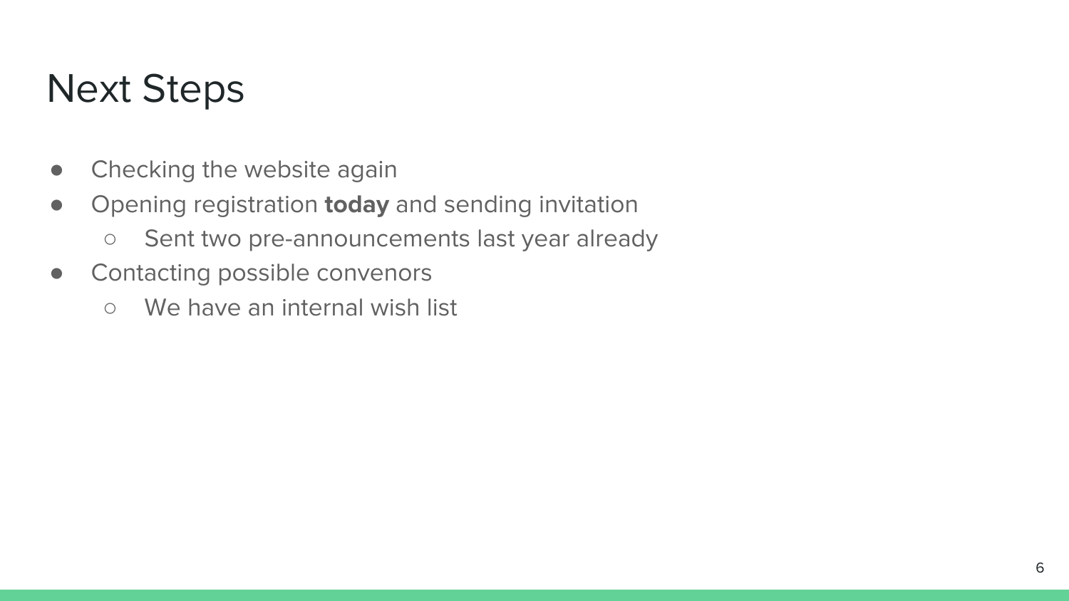# Next Steps

- Checking the website again
- Opening registration **today** and sending invitation
  - Sent two pre-announcements last year already
- Contacting possible convenors
  - We have an internal wish list